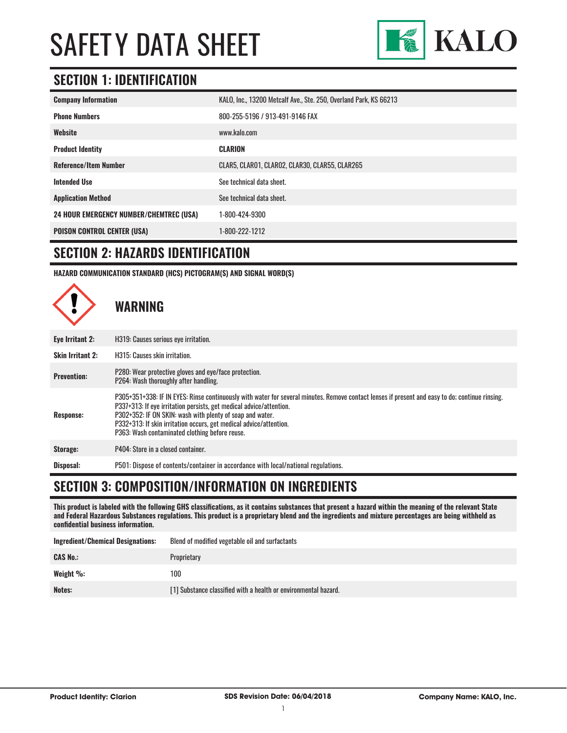# SAFETY DATA SHEET

KALO

## SECTION 1: IDENTIFICATION

| | |
|---|---|
| **Company Information** | KALO, Inc., 13200 Metcalf Ave., Ste. 250, Overland Park, KS 66213 |
| **Phone Numbers** | 800-255-5196 / 913-491-9146 FAX |
| **Website** | www.kalo.com |
| **Product Identity** | **CLARION** |
| **Reference/Item Number** | CLAR5, CLAR01, CLAR02, CLAR30, CLAR55, CLAR265 |
| **Intended Use** | See technical data sheet. |
| **Application Method** | See technical data sheet. |
| **24 HOUR EMERGENCY NUMBER/CHEMTREC (USA)** | 1-800-424-9300 |
| **POISON CONTROL CENTER (USA)** | 1-800-222-1212 |

## SECTION 2: HAZARDS IDENTIFICATION

**HAZARD COMMUNICATION STANDARD (HCS) PICTOGRAM(S) AND SIGNAL WORD(S)**

**WARNING**

| | |
|---|---|
| **Eye Irritant 2:** | H319: Causes serious eye irritation. |
| **Skin Irritant 2:** | H315: Causes skin irritation. |
| **Prevention:** | P280: Wear protective gloves and eye/face protection.<br>P264: Wash thoroughly after handling. |
| **Response:** | P305+351+338: IF IN EYES: Rinse continuously with water for several minutes. Remove contact lenses if present and easy to do; continue rinsing.<br>P337+313: If eye irritation persists, get medical advice/attention.<br>P302+352: IF ON SKIN: wash with plenty of soap and water.<br>P332+313: If skin irritation occurs, get medical advice/attention.<br>P363: Wash contaminated clothing before reuse. |
| **Storage:** | P404: Store in a closed container. |
| **Disposal:** | P501: Dispose of contents/container in accordance with local/national regulations. |

## SECTION 3: COMPOSITION/INFORMATION ON INGREDIENTS

**This product is labeled with the following GHS classifications, as it contains substances that present a hazard within the meaning of the relevant State and Federal Hazardous Substances regulations. This product is a proprietary blend and the ingredients and mixture percentages are being withheld as confidential business information.**

| | |
|---|---|
| **Ingredient/Chemical Designations:** | Blend of modified vegetable oil and surfactants |
| **CAS No.:** | Proprietary |
| **Weight %:** | 100 |
| **Notes:** | [1] Substance classified with a health or environmental hazard. |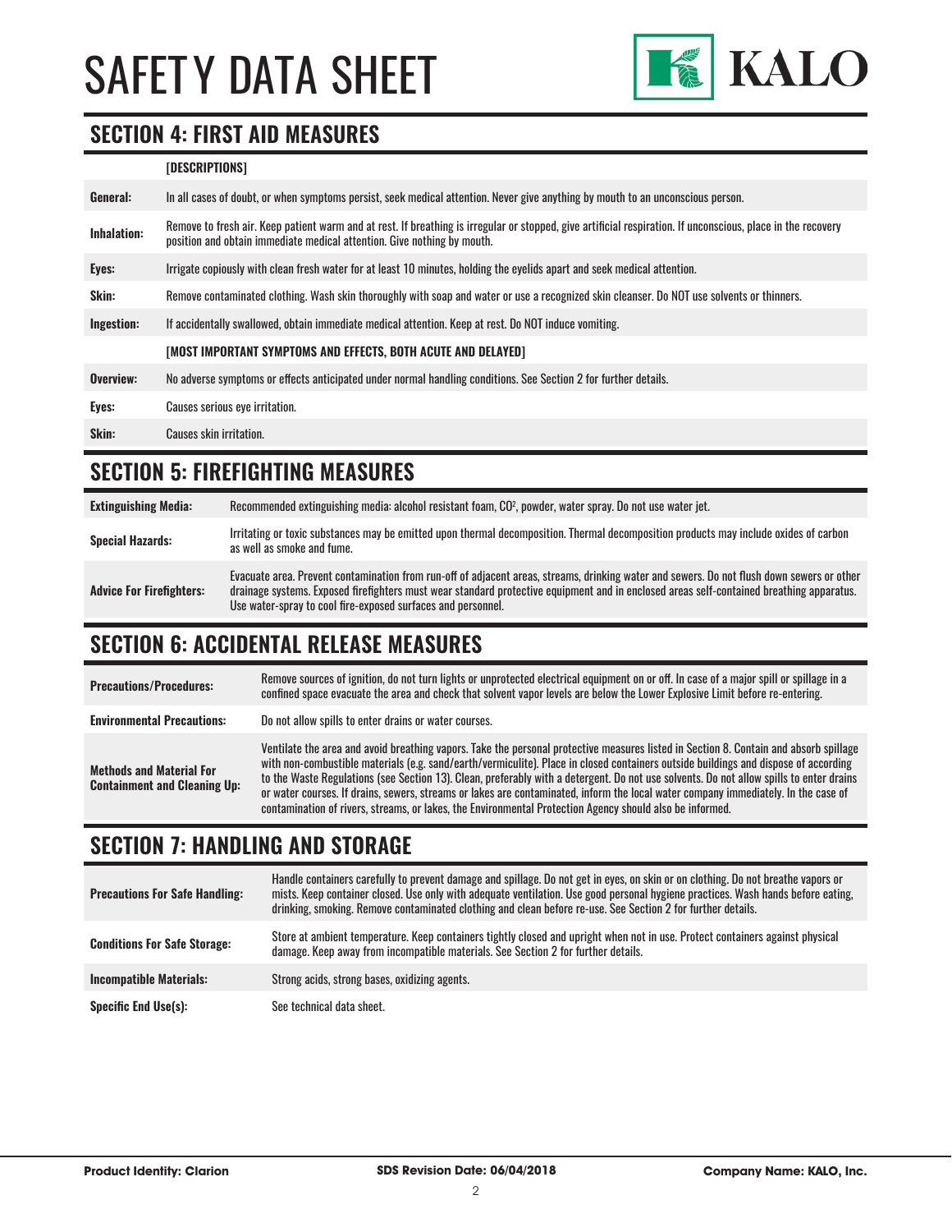## SECTION 4: FIRST AID MEASURES

| | [DESCRIPTIONS] |
|---|---|
| **General:** | In all cases of doubt, or when symptoms persist, seek medical attention. Never give anything by mouth to an unconscious person. |
| **Inhalation:** | Remove to fresh air. Keep patient warm and at rest. If breathing is irregular or stopped, give artificial respiration. If unconscious, place in the recovery position and obtain immediate medical attention. Give nothing by mouth. |
| **Eyes:** | Irrigate copiously with clean fresh water for at least 10 minutes, holding the eyelids apart and seek medical attention. |
| **Skin:** | Remove contaminated clothing. Wash skin thoroughly with soap and water or use a recognized skin cleanser. Do NOT use solvents or thinners. |
| **Ingestion:** | If accidentally swallowed, obtain immediate medical attention. Keep at rest. Do NOT induce vomiting. |
| | **[MOST IMPORTANT SYMPTOMS AND EFFECTS, BOTH ACUTE AND DELAYED]** |
| **Overview:** | No adverse symptoms or effects anticipated under normal handling conditions. See Section 2 for further details. |
| **Eyes:** | Causes serious eye irritation. |
| **Skin:** | Causes skin irritation. |

## SECTION 5: FIREFIGHTING MEASURES

| | |
|---|---|
| **Extinguishing Media:** | Recommended extinguishing media: alcohol resistant foam, $CO^2$, powder, water spray. Do not use water jet. |
| **Special Hazards:** | Irritating or toxic substances may be emitted upon thermal decomposition. Thermal decomposition products may include oxides of carbon as well as smoke and fume. |
| **Advice For Firefighters:** | Evacuate area. Prevent contamination from run-off of adjacent areas, streams, drinking water and sewers. Do not flush down sewers or other drainage systems. Exposed firefighters must wear standard protective equipment and in enclosed areas self-contained breathing apparatus. Use water-spray to cool fire-exposed surfaces and personnel. |

## SECTION 6: ACCIDENTAL RELEASE MEASURES

| | |
|---|---|
| **Precautions/Procedures:** | Remove sources of ignition, do not turn lights or unprotected electrical equipment on or off. In case of a major spill or spillage in a confined space evacuate the area and check that solvent vapor levels are below the Lower Explosive Limit before re-entering. |
| **Environmental Precautions:** | Do not allow spills to enter drains or water courses. |
| **Methods and Material For Containment and Cleaning Up:** | Ventilate the area and avoid breathing vapors. Take the personal protective measures listed in Section 8. Contain and absorb spillage with non-combustible materials (e.g. sand/earth/vermiculite). Place in closed containers outside buildings and dispose of according to the Waste Regulations (see Section 13). Clean, preferably with a detergent. Do not use solvents. Do not allow spills to enter drains or water courses. If drains, sewers, streams or lakes are contaminated, inform the local water company immediately. In the case of contamination of rivers, streams, or lakes, the Environmental Protection Agency should also be informed. |

## SECTION 7: HANDLING AND STORAGE

| | |
|---|---|
| **Precautions For Safe Handling:** | Handle containers carefully to prevent damage and spillage. Do not get in eyes, on skin or on clothing. Do not breathe vapors or mists. Keep container closed. Use only with adequate ventilation. Use good personal hygiene practices. Wash hands before eating, drinking, smoking. Remove contaminated clothing and clean before re-use. See Section 2 for further details. |
| **Conditions For Safe Storage:** | Store at ambient temperature. Keep containers tightly closed and upright when not in use. Protect containers against physical damage. Keep away from incompatible materials. See Section 2 for further details. |
| **Incompatible Materials:** | Strong acids, strong bases, oxidizing agents. |
| **Specific End Use(s):** | See technical data sheet. |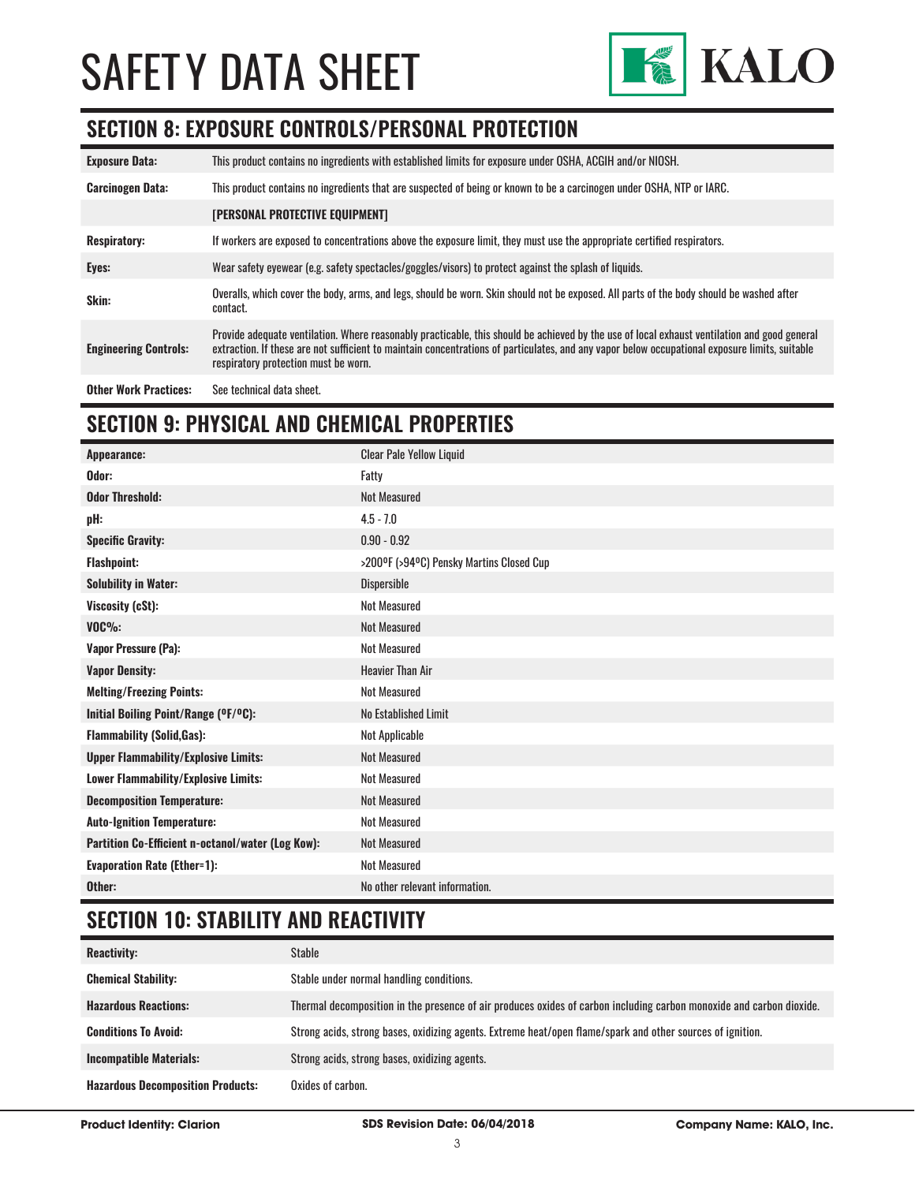# SAFETY DATA SHEET

## SECTION 8: EXPOSURE CONTROLS/PERSONAL PROTECTION

| | |
|---|---|
| **Exposure Data:** | This product contains no ingredients with established limits for exposure under OSHA, ACGIH and/or NIOSH. |
| **Carcinogen Data:** | This product contains no ingredients that are suspected of being or known to be a carcinogen under OSHA, NTP or IARC. |
| | **[PERSONAL PROTECTIVE EQUIPMENT]** |
| **Respiratory:** | If workers are exposed to concentrations above the exposure limit, they must use the appropriate certified respirators. |
| **Eyes:** | Wear safety eyewear (e.g. safety spectacles/goggles/visors) to protect against the splash of liquids. |
| **Skin:** | Overalls, which cover the body, arms, and legs, should be worn. Skin should not be exposed. All parts of the body should be washed after contact. |
| **Engineering Controls:** | Provide adequate ventilation. Where reasonably practicable, this should be achieved by the use of local exhaust ventilation and good general extraction. If these are not sufficient to maintain concentrations of particulates, and any vapor below occupational exposure limits, suitable respiratory protection must be worn. |
| **Other Work Practices:** | See technical data sheet. |

## SECTION 9: PHYSICAL AND CHEMICAL PROPERTIES

| | |
|---|---|
| **Appearance:** | Clear Pale Yellow Liquid |
| **Odor:** | Fatty |
| **Odor Threshold:** | Not Measured |
| **pH:** | 4.5 - 7.0 |
| **Specific Gravity:** | 0.90 - 0.92 |
| **Flashpoint:** | >200ºF (>94ºC) Pensky Martins Closed Cup |
| **Solubility in Water:** | Dispersible |
| **Viscosity (cSt):** | Not Measured |
| **VOC%:** | Not Measured |
| **Vapor Pressure (Pa):** | Not Measured |
| **Vapor Density:** | Heavier Than Air |
| **Melting/Freezing Points:** | Not Measured |
| **Initial Boiling Point/Range (ºF/ºC):** | No Established Limit |
| **Flammability (Solid,Gas):** | Not Applicable |
| **Upper Flammability/Explosive Limits:** | Not Measured |
| **Lower Flammability/Explosive Limits:** | Not Measured |
| **Decomposition Temperature:** | Not Measured |
| **Auto-Ignition Temperature:** | Not Measured |
| **Partition Co-Efficient n-octanol/water (Log Kow):** | Not Measured |
| **Evaporation Rate (Ether=1):** | Not Measured |
| **Other:** | No other relevant information. |

## SECTION 10: STABILITY AND REACTIVITY

| | |
|---|---|
| **Reactivity:** | Stable |
| **Chemical Stability:** | Stable under normal handling conditions. |
| **Hazardous Reactions:** | Thermal decomposition in the presence of air produces oxides of carbon including carbon monoxide and carbon dioxide. |
| **Conditions To Avoid:** | Strong acids, strong bases, oxidizing agents. Extreme heat/open flame/spark and other sources of ignition. |
| **Incompatible Materials:** | Strong acids, strong bases, oxidizing agents. |
| **Hazardous Decomposition Products:** | Oxides of carbon. |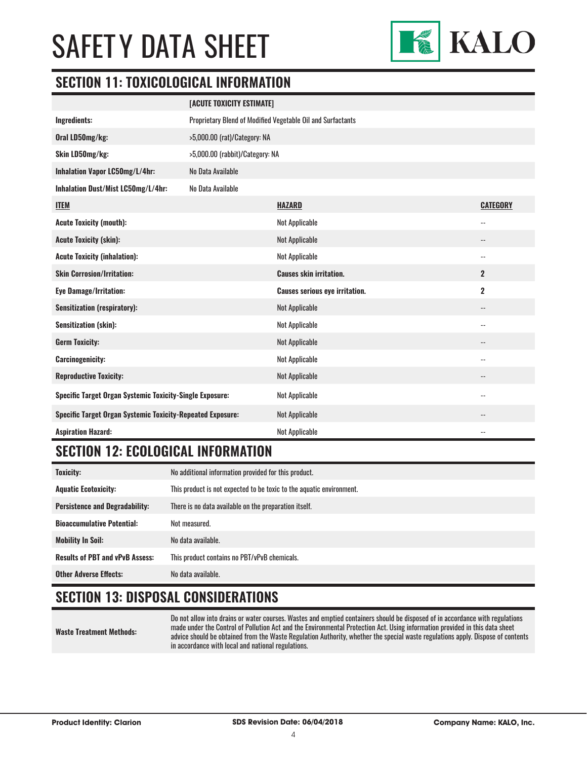## SECTION 11: TOXICOLOGICAL INFORMATION

| | [ACUTE TOXICITY ESTIMATE] | |
|---|---|---|
| **Ingredients:** | Proprietary Blend of Modified Vegetable Oil and Surfactants | |
| **Oral LD50mg/kg:** | >5,000.00 (rat)/Category: NA | |
| **Skin LD50mg/kg:** | >5,000.00 (rabbit)/Category: NA | |
| **Inhalation Vapor LC50mg/L/4hr:** | No Data Available | |
| **Inhalation Dust/Mist LC50mg/L/4hr:** | No Data Available | |
| **ITEM** | **HAZARD** | **CATEGORY** |
| **Acute Toxicity (mouth):** | Not Applicable | -- |
| **Acute Toxicity (skin):** | Not Applicable | -- |
| **Acute Toxicity (inhalation):** | Not Applicable | -- |
| **Skin Corrosion/Irritation:** | **Causes skin irritation.** | **2** |
| **Eye Damage/Irritation:** | **Causes serious eye irritation.** | **2** |
| **Sensitization (respiratory):** | Not Applicable | -- |
| **Sensitization (skin):** | Not Applicable | -- |
| **Germ Toxicity:** | Not Applicable | -- |
| **Carcinogenicity:** | Not Applicable | -- |
| **Reproductive Toxicity:** | Not Applicable | -- |
| **Specific Target Organ Systemic Toxicity-Single Exposure:** | Not Applicable | -- |
| **Specific Target Organ Systemic Toxicity-Repeated Exposure:** | Not Applicable | -- |
| **Aspiration Hazard:** | Not Applicable | -- |

## SECTION 12: ECOLOGICAL INFORMATION

| | |
|---|---|
| **Toxicity:** | No additional information provided for this product. |
| **Aquatic Ecotoxicity:** | This product is not expected to be toxic to the aquatic environment. |
| **Persistence and Degradability:** | There is no data available on the preparation itself. |
| **Bioaccumulative Potential:** | Not measured. |
| **Mobility In Soil:** | No data available. |
| **Results of PBT and vPvB Assess:** | This product contains no PBT/vPvB chemicals. |
| **Other Adverse Effects:** | No data available. |

## SECTION 13: DISPOSAL CONSIDERATIONS

| | |
|---|---|
| **Waste Treatment Methods:** | Do not allow into drains or water courses. Wastes and emptied containers should be disposed of in accordance with regulations made under the Control of Pollution Act and the Environmental Protection Act. Using information provided in this data sheet advice should be obtained from the Waste Regulation Authority, whether the special waste regulations apply. Dispose of contents in accordance with local and national regulations. |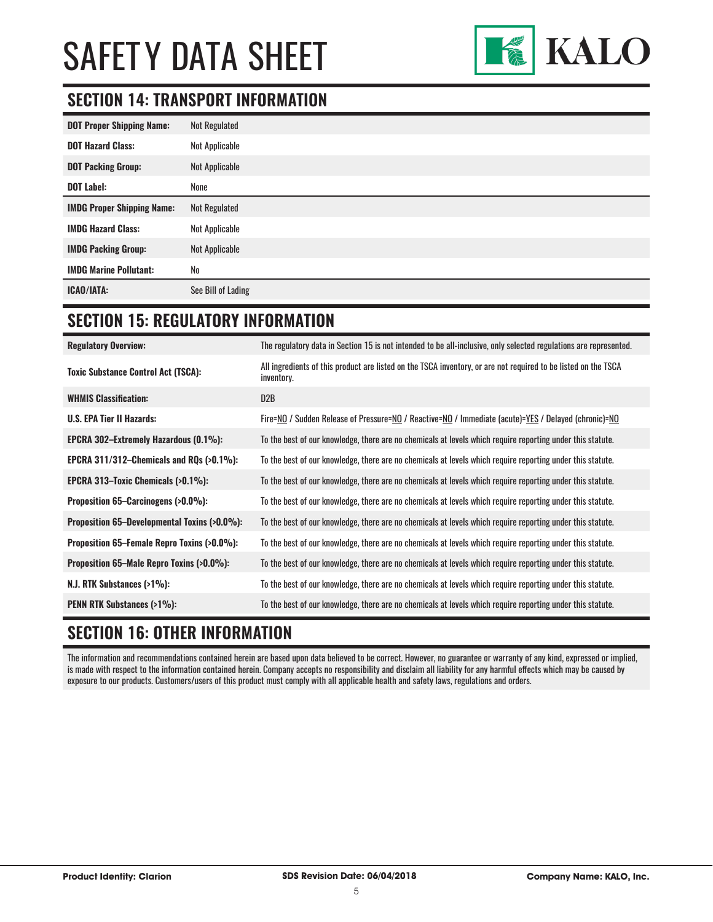## SECTION 14: TRANSPORT INFORMATION

| | |
|---|---|
| **DOT Proper Shipping Name:** | Not Regulated |
| **DOT Hazard Class:** | Not Applicable |
| **DOT Packing Group:** | Not Applicable |
| **DOT Label:** | None |
| **IMDG Proper Shipping Name:** | Not Regulated |
| **IMDG Hazard Class:** | Not Applicable |
| **IMDG Packing Group:** | Not Applicable |
| **IMDG Marine Pollutant:** | No |
| **ICAO/IATA:** | See Bill of Lading |

## SECTION 15: REGULATORY INFORMATION

| | |
|---|---|
| **Regulatory Overview:** | The regulatory data in Section 15 is not intended to be all-inclusive, only selected regulations are represented. |
| **Toxic Substance Control Act (TSCA):** | All ingredients of this product are listed on the TSCA inventory, or are not required to be listed on the TSCA inventory. |
| **WHMIS Classification:** | D2B |
| **U.S. EPA Tier II Hazards:** | Fire=NO / Sudden Release of Pressure=NO / Reactive=NO / Immediate (acute)=YES / Delayed (chronic)=NO |
| **EPCRA 302–Extremely Hazardous (0.1%):** | To the best of our knowledge, there are no chemicals at levels which require reporting under this statute. |
| **EPCRA 311/312–Chemicals and RQs (>0.1%):** | To the best of our knowledge, there are no chemicals at levels which require reporting under this statute. |
| **EPCRA 313–Toxic Chemicals (>0.1%):** | To the best of our knowledge, there are no chemicals at levels which require reporting under this statute. |
| **Proposition 65–Carcinogens (>0.0%):** | To the best of our knowledge, there are no chemicals at levels which require reporting under this statute. |
| **Proposition 65–Developmental Toxins (>0.0%):** | To the best of our knowledge, there are no chemicals at levels which require reporting under this statute. |
| **Proposition 65–Female Repro Toxins (>0.0%):** | To the best of our knowledge, there are no chemicals at levels which require reporting under this statute. |
| **Proposition 65–Male Repro Toxins (>0.0%):** | To the best of our knowledge, there are no chemicals at levels which require reporting under this statute. |
| **N.J. RTK Substances (>1%):** | To the best of our knowledge, there are no chemicals at levels which require reporting under this statute. |
| **PENN RTK Substances (>1%):** | To the best of our knowledge, there are no chemicals at levels which require reporting under this statute. |

## SECTION 16: OTHER INFORMATION

The information and recommendations contained herein are based upon data believed to be correct. However, no guarantee or warranty of any kind, expressed or implied, is made with respect to the information contained herein. Company accepts no responsibility and disclaim all liability for any harmful effects which may be caused by exposure to our products. Customers/users of this product must comply with all applicable health and safety laws, regulations and orders.